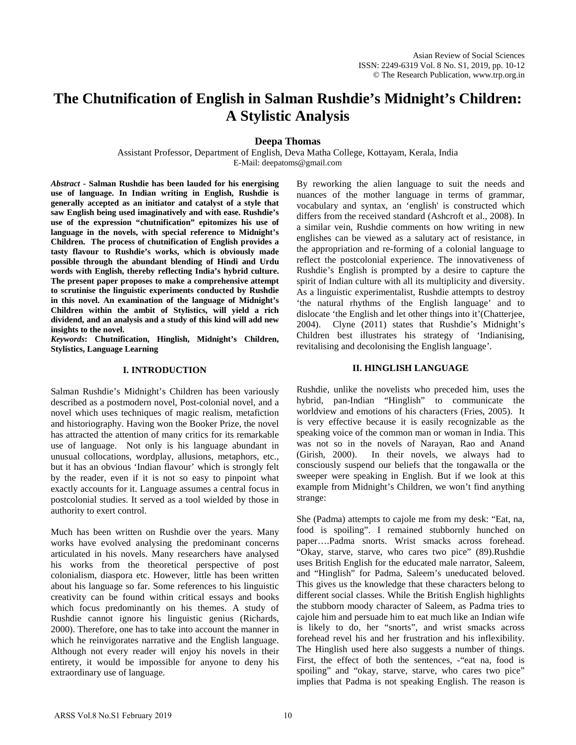# The Chutnification of English in Salman Rushdie's Midnight's Children: A Stylistic Analysis

**Deepa Thomas**

Assistant Professor, Department of English, Deva Matha College, Kottayam, Kerala, India
E-Mail: deepatoms@gmail.com

***Abstract* - Salman Rushdie has been lauded for his energising use of language. In Indian writing in English, Rushdie is generally accepted as an initiator and catalyst of a style that saw English being used imaginatively and with ease. Rushdie's use of the expression "chutnification" epitomizes his use of language in the novels, with special reference to Midnight's Children. The process of chutnification of English provides a tasty flavour to Rushdie's works, which is obviously made possible through the abundant blending of Hindi and Urdu words with English, thereby reflecting India's hybrid culture. The present paper proposes to make a comprehensive attempt to scrutinise the linguistic experiments conducted by Rushdie in this novel. An examination of the language of Midnight's Children within the ambit of Stylistics, will yield a rich dividend, and an analysis and a study of this kind will add new insights to the novel.**

***Keywords*: Chutnification, Hinglish, Midnight's Children, Stylistics, Language Learning**

## I. INTRODUCTION

Salman Rushdie's Midnight's Children has been variously described as a postmodern novel, Post-colonial novel, and a novel which uses techniques of magic realism, metafiction and historiography. Having won the Booker Prize, the novel has attracted the attention of many critics for its remarkable use of language. Not only is his language abundant in unusual collocations, wordplay, allusions, metaphors, etc., but it has an obvious 'Indian flavour' which is strongly felt by the reader, even if it is not so easy to pinpoint what exactly accounts for it. Language assumes a central focus in postcolonial studies. It served as a tool wielded by those in authority to exert control.

Much has been written on Rushdie over the years. Many works have evolved analysing the predominant concerns articulated in his novels. Many researchers have analysed his works from the theoretical perspective of post colonialism, diaspora etc. However, little has been written about his language so far. Some references to his linguistic creativity can be found within critical essays and books which focus predominantly on his themes. A study of Rushdie cannot ignore his linguistic genius (Richards, 2000). Therefore, one has to take into account the manner in which he reinvigorates narrative and the English language. Although not every reader will enjoy his novels in their entirety, it would be impossible for anyone to deny his extraordinary use of language.

By reworking the alien language to suit the needs and nuances of the mother language in terms of grammar, vocabulary and syntax, an 'english' is constructed which differs from the received standard (Ashcroft et al., 2008). In a similar vein, Rushdie comments on how writing in new englishes can be viewed as a salutary act of resistance, in the appropriation and re-forming of a colonial language to reflect the postcolonial experience. The innovativeness of Rushdie's English is prompted by a desire to capture the spirit of Indian culture with all its multiplicity and diversity. As a linguistic experimentalist, Rushdie attempts to destroy 'the natural rhythms of the English language' and to dislocate 'the English and let other things into it'(Chatterjee, 2004). Clyne (2011) states that Rushdie's Midnight's Children best illustrates his strategy of 'Indianising, revitalising and decolonising the English language'.

## II. HINGLISH LANGUAGE

Rushdie, unlike the novelists who preceded him, uses the hybrid, pan-Indian "Hinglish" to communicate the worldview and emotions of his characters (Fries, 2005). It is very effective because it is easily recognizable as the speaking voice of the common man or woman in India. This was not so in the novels of Narayan, Rao and Anand (Girish, 2000). In their novels, we always had to consciously suspend our beliefs that the tongawalla or the sweeper were speaking in English. But if we look at this example from Midnight's Children, we won't find anything strange:

She (Padma) attempts to cajole me from my desk: "Eat, na, food is spoiling". I remained stubbornly hunched on paper….Padma snorts. Wrist smacks across forehead. "Okay, starve, starve, who cares two pice" (89).Rushdie uses British English for the educated male narrator, Saleem, and "Hinglish" for Padma, Saleem's uneducated beloved. This gives us the knowledge that these characters belong to different social classes. While the British English highlights the stubborn moody character of Saleem, as Padma tries to cajole him and persuade him to eat much like an Indian wife is likely to do, her "snorts", and wrist smacks across forehead revel his and her frustration and his inflexibility. The Hinglish used here also suggests a number of things. First, the effect of both the sentences, -"eat na, food is spoiling" and "okay, starve, starve, who cares two pice" implies that Padma is not speaking English. The reason is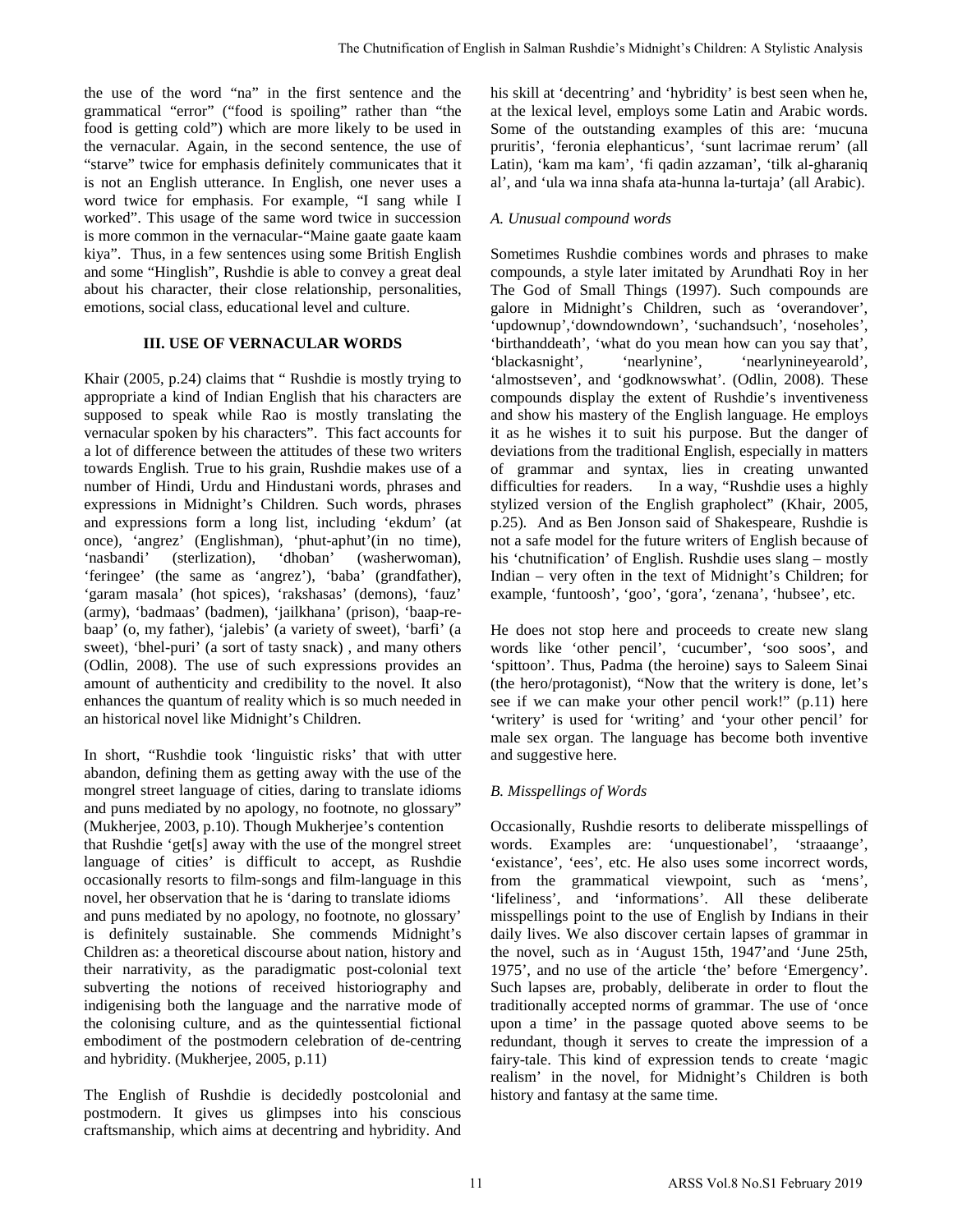the use of the word "na" in the first sentence and the grammatical "error" ("food is spoiling" rather than "the food is getting cold") which are more likely to be used in the vernacular. Again, in the second sentence, the use of "starve" twice for emphasis definitely communicates that it is not an English utterance. In English, one never uses a word twice for emphasis. For example, "I sang while I worked". This usage of the same word twice in succession is more common in the vernacular-"Maine gaate gaate kaam kiya". Thus, in a few sentences using some British English and some "Hinglish", Rushdie is able to convey a great deal about his character, their close relationship, personalities, emotions, social class, educational level and culture.

## III. USE OF VERNACULAR WORDS

Khair (2005, p.24) claims that " Rushdie is mostly trying to appropriate a kind of Indian English that his characters are supposed to speak while Rao is mostly translating the vernacular spoken by his characters". This fact accounts for a lot of difference between the attitudes of these two writers towards English. True to his grain, Rushdie makes use of a number of Hindi, Urdu and Hindustani words, phrases and expressions in Midnight's Children. Such words, phrases and expressions form a long list, including 'ekdum' (at once), 'angrez' (Englishman), 'phut-aphut'(in no time), 'nasbandi' (sterlization), 'dhoban' (washerwoman), 'feringee' (the same as 'angrez'), 'baba' (grandfather), 'garam masala' (hot spices), 'rakshasas' (demons), 'fauz' (army), 'badmaas' (badmen), 'jailkhana' (prison), 'baap-re-baap' (o, my father), 'jalebis' (a variety of sweet), 'barfi' (a sweet), 'bhel-puri' (a sort of tasty snack) , and many others (Odlin, 2008). The use of such expressions provides an amount of authenticity and credibility to the novel. It also enhances the quantum of reality which is so much needed in an historical novel like Midnight's Children.

In short, "Rushdie took 'linguistic risks' that with utter abandon, defining them as getting away with the use of the mongrel street language of cities, daring to translate idioms and puns mediated by no apology, no footnote, no glossary" (Mukherjee, 2003, p.10). Though Mukherjee's contention that Rushdie 'get[s] away with the use of the mongrel street language of cities' is difficult to accept, as Rushdie occasionally resorts to film-songs and film-language in this novel, her observation that he is 'daring to translate idioms and puns mediated by no apology, no footnote, no glossary' is definitely sustainable. She commends Midnight's Children as: a theoretical discourse about nation, history and their narrativity, as the paradigmatic post-colonial text subverting the notions of received historiography and indigenising both the language and the narrative mode of the colonising culture, and as the quintessential fictional embodiment of the postmodern celebration of de-centring and hybridity. (Mukherjee, 2005, p.11)

The English of Rushdie is decidedly postcolonial and postmodern. It gives us glimpses into his conscious craftsmanship, which aims at decentring and hybridity. And his skill at 'decentring' and 'hybridity' is best seen when he, at the lexical level, employs some Latin and Arabic words. Some of the outstanding examples of this are: 'mucuna pruritis', 'feronia elephanticus', 'sunt lacrimae rerum' (all Latin), 'kam ma kam', 'fi qadin azzaman', 'tilk al-gharaniq al', and 'ula wa inna shafa ata-hunna la-turtaja' (all Arabic).

### *A. Unusual compound words*

Sometimes Rushdie combines words and phrases to make compounds, a style later imitated by Arundhati Roy in her The God of Small Things (1997). Such compounds are galore in Midnight's Children, such as 'overandover', 'upndownup','downdowndown', 'suchandsuch', 'noseholes', 'birthanddeath', 'what do you mean how can you say that', 'blackasnight', 'nearlynine', 'nearlynineyearold', 'almostseven', and 'godknowswhat'. (Odlin, 2008). These compounds display the extent of Rushdie's inventiveness and show his mastery of the English language. He employs it as he wishes it to suit his purpose. But the danger of deviations from the traditional English, especially in matters of grammar and syntax, lies in creating unwanted difficulties for readers. In a way, "Rushdie uses a highly stylized version of the English grapholect" (Khair, 2005, p.25). And as Ben Jonson said of Shakespeare, Rushdie is not a safe model for the future writers of English because of his 'chutnification' of English. Rushdie uses slang – mostly Indian – very often in the text of Midnight's Children; for example, 'funtoosh', 'goo', 'gora', 'zenana', 'hubsee', etc.

He does not stop here and proceeds to create new slang words like 'other pencil', 'cucumber', 'soo soos', and 'spittoon'. Thus, Padma (the heroine) says to Saleem Sinai (the hero/protagonist), "Now that the writery is done, let's see if we can make your other pencil work!" (p.11) here 'writery' is used for 'writing' and 'your other pencil' for male sex organ. The language has become both inventive and suggestive here.

### *B. Misspellings of Words*

Occasionally, Rushdie resorts to deliberate misspellings of words. Examples are: 'unquestionabel', 'straaange', 'existance', 'ees', etc. He also uses some incorrect words, from the grammatical viewpoint, such as 'mens', 'lifeliness', and 'informations'. All these deliberate misspellings point to the use of English by Indians in their daily lives. We also discover certain lapses of grammar in the novel, such as in 'August 15th, 1947'and 'June 25th, 1975', and no use of the article 'the' before 'Emergency'. Such lapses are, probably, deliberate in order to flout the traditionally accepted norms of grammar. The use of 'once upon a time' in the passage quoted above seems to be redundant, though it serves to create the impression of a fairy-tale. This kind of expression tends to create 'magic realism' in the novel, for Midnight's Children is both history and fantasy at the same time.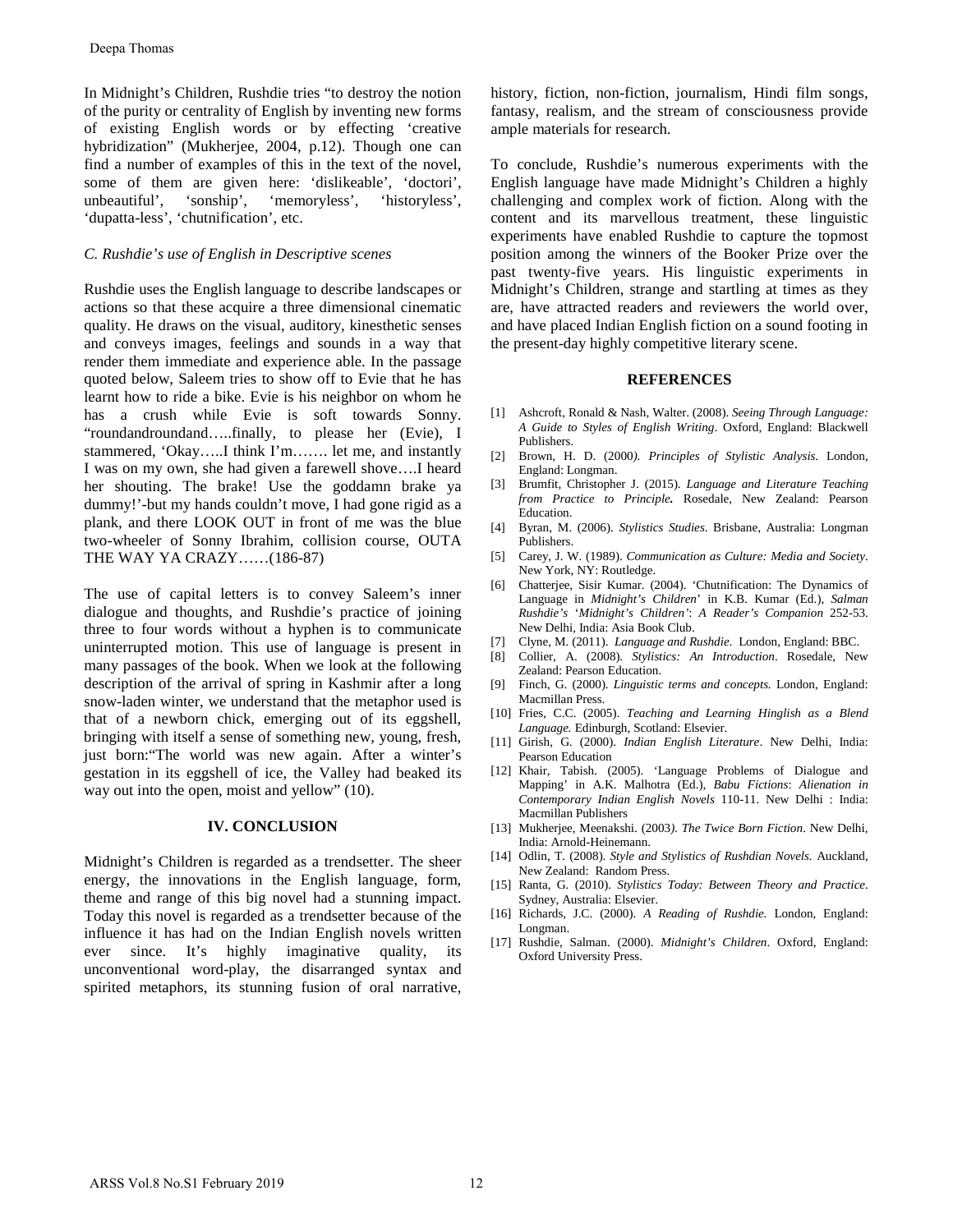In Midnight's Children, Rushdie tries "to destroy the notion of the purity or centrality of English by inventing new forms of existing English words or by effecting 'creative hybridization" (Mukherjee, 2004, p.12). Though one can find a number of examples of this in the text of the novel, some of them are given here: 'dislikeable', 'doctori', unbeautiful', 'sonship', 'memoryless', 'historyless', 'dupatta-less', 'chutnification', etc.

### *C. Rushdie's use of English in Descriptive scenes*

Rushdie uses the English language to describe landscapes or actions so that these acquire a three dimensional cinematic quality. He draws on the visual, auditory, kinesthetic senses and conveys images, feelings and sounds in a way that render them immediate and experience able. In the passage quoted below, Saleem tries to show off to Evie that he has learnt how to ride a bike. Evie is his neighbor on whom he has a crush while Evie is soft towards Sonny. "roundandroundand…..finally, to please her (Evie), I stammered, 'Okay…..I think I'm……. let me, and instantly I was on my own, she had given a farewell shove….I heard her shouting. The brake! Use the goddamn brake ya dummy!'-but my hands couldn't move, I had gone rigid as a plank, and there LOOK OUT in front of me was the blue two-wheeler of Sonny Ibrahim, collision course, OUTA THE WAY YA CRAZY……(186-87)

The use of capital letters is to convey Saleem's inner dialogue and thoughts, and Rushdie's practice of joining three to four words without a hyphen is to communicate uninterrupted motion. This use of language is present in many passages of the book. When we look at the following description of the arrival of spring in Kashmir after a long snow-laden winter, we understand that the metaphor used is that of a newborn chick, emerging out of its eggshell, bringing with itself a sense of something new, young, fresh, just born:"The world was new again. After a winter's gestation in its eggshell of ice, the Valley had beaked its way out into the open, moist and yellow" (10).

## IV. CONCLUSION

Midnight's Children is regarded as a trendsetter. The sheer energy, the innovations in the English language, form, theme and range of this big novel had a stunning impact. Today this novel is regarded as a trendsetter because of the influence it has had on the Indian English novels written ever since. It's highly imaginative quality, its unconventional word-play, the disarranged syntax and spirited metaphors, its stunning fusion of oral narrative, history, fiction, non-fiction, journalism, Hindi film songs, fantasy, realism, and the stream of consciousness provide ample materials for research.

To conclude, Rushdie's numerous experiments with the English language have made Midnight's Children a highly challenging and complex work of fiction. Along with the content and its marvellous treatment, these linguistic experiments have enabled Rushdie to capture the topmost position among the winners of the Booker Prize over the past twenty-five years. His linguistic experiments in Midnight's Children, strange and startling at times as they are, have attracted readers and reviewers the world over, and have placed Indian English fiction on a sound footing in the present-day highly competitive literary scene.

## REFERENCES

[1] Ashcroft, Ronald & Nash, Walter. (2008). *Seeing Through Language: A Guide to Styles of English Writing*. Oxford, England: Blackwell Publishers.

[2] Brown, H. D. (2000*). Principles of Stylistic Analysis.* London, England: Longman.

[3] Brumfit, Christopher J. (2015). *Language and Literature Teaching from Practice to Principle.* Rosedale, New Zealand: Pearson Education.

[4] Byran, M. (2006). *Stylistics Studies*. Brisbane, Australia: Longman Publishers.

[5] Carey, J. W. (1989). *Communication as Culture: Media and Society*. New York, NY: Routledge.

[6] Chatterjee, Sisir Kumar. (2004). 'Chutnification: The Dynamics of Language in *Midnight's Children*' in K.B. Kumar (Ed.), *Salman Rushdie's 'Midnight's Children': A Reader's Companion* 252-53. New Delhi, India: Asia Book Club.

[7] Clyne, M. (2011). *Language and Rushdie.* London, England: BBC.

[8] Collier, A. (2008). *Stylistics: An Introduction*. Rosedale, New Zealand: Pearson Education.

[9] Finch, G. (2000). *Linguistic terms and concepts.* London, England: Macmillan Press.

[10] Fries, C.C. (2005). *Teaching and Learning Hinglish as a Blend Language.* Edinburgh, Scotland: Elsevier.

[11] Girish, G. (2000). *Indian English Literature*. New Delhi, India: Pearson Education

[12] Khair, Tabish. (2005). 'Language Problems of Dialogue and Mapping' in A.K. Malhotra (Ed.), *Babu Fictions*: *Alienation in Contemporary Indian English Novels* 110-11. New Delhi : India: Macmillan Publishers

[13] Mukherjee, Meenakshi. (2003*). The Twice Born Fiction*. New Delhi, India: Arnold-Heinemann.

[14] Odlin, T. (2008). *Style and Stylistics of Rushdian Novels.* Auckland, New Zealand: Random Press.

[15] Ranta, G. (2010). *Stylistics Today: Between Theory and Practice*. Sydney, Australia: Elsevier.

[16] Richards, J.C. (2000). *A Reading of Rushdie.* London, England: Longman.

[17] Rushdie, Salman. (2000). *Midnight's Children*. Oxford, England: Oxford University Press.